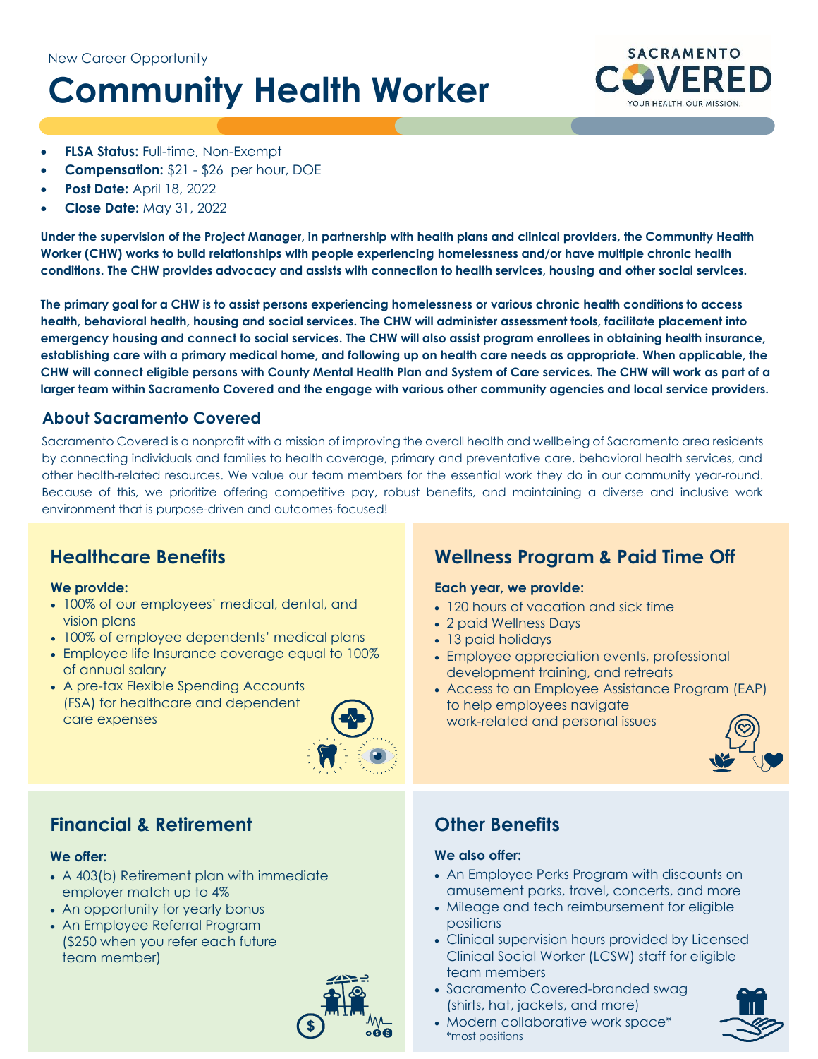New Career Opportunity

# Community Health Worker

SACRAMENTO COVERED
YOUR HEALTH. OUR MISSION.

- **FLSA Status:** Full-time, Non-Exempt
- **Compensation:** $21 - $26 per hour, DOE
- **Post Date:** April 18, 2022
- **Close Date:** May 31, 2022

**Under the supervision of the Project Manager, in partnership with health plans and clinical providers, the Community Health Worker (CHW) works to build relationships with people experiencing homelessness and/or have multiple chronic health conditions. The CHW provides advocacy and assists with connection to health services, housing and other social services.**

**The primary goal for a CHW is to assist persons experiencing homelessness or various chronic health conditions to access health, behavioral health, housing and social services. The CHW will administer assessment tools, facilitate placement into emergency housing and connect to social services. The CHW will also assist program enrollees in obtaining health insurance, establishing care with a primary medical home, and following up on health care needs as appropriate. When applicable, the CHW will connect eligible persons with County Mental Health Plan and System of Care services. The CHW will work as part of a larger team within Sacramento Covered and the engage with various other community agencies and local service providers.**

## About Sacramento Covered

Sacramento Covered is a nonprofit with a mission of improving the overall health and wellbeing of Sacramento area residents by connecting individuals and families to health coverage, primary and preventative care, behavioral health services, and other health-related resources. We value our team members for the essential work they do in our community year-round. Because of this, we prioritize offering competitive pay, robust benefits, and maintaining a diverse and inclusive work environment that is purpose-driven and outcomes-focused!

## Healthcare Benefits

**We provide:**

- 100% of our employees' medical, dental, and vision plans
- 100% of employee dependents' medical plans
- Employee life Insurance coverage equal to 100% of annual salary
- A pre-tax Flexible Spending Accounts (FSA) for healthcare and dependent care expenses

## Wellness Program & Paid Time Off

**Each year, we provide:**

- 120 hours of vacation and sick time
- 2 paid Wellness Days
- 13 paid holidays
- Employee appreciation events, professional development training, and retreats
- Access to an Employee Assistance Program (EAP) to help employees navigate work-related and personal issues

## Financial & Retirement

**We offer:**

- A 403(b) Retirement plan with immediate employer match up to 4%
- An opportunity for yearly bonus
- An Employee Referral Program ($250 when you refer each future team member)

## Other Benefits

**We also offer:**

- An Employee Perks Program with discounts on amusement parks, travel, concerts, and more
- Mileage and tech reimbursement for eligible positions
- Clinical supervision hours provided by Licensed Clinical Social Worker (LCSW) staff for eligible team members
- Sacramento Covered-branded swag (shirts, hat, jackets, and more)
- Modern collaborative work space*

*most positions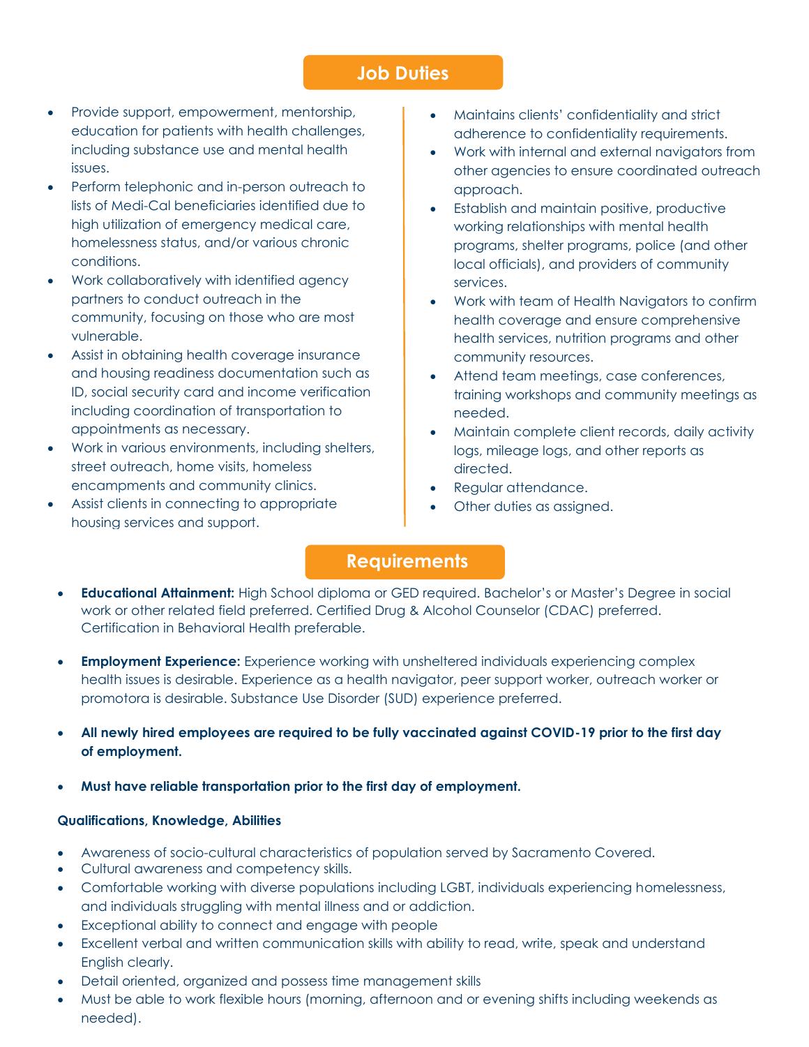## Job Duties

- Provide support, empowerment, mentorship, education for patients with health challenges, including substance use and mental health issues.
- Perform telephonic and in-person outreach to lists of Medi-Cal beneficiaries identified due to high utilization of emergency medical care, homelessness status, and/or various chronic conditions.
- Work collaboratively with identified agency partners to conduct outreach in the community, focusing on those who are most vulnerable.
- Assist in obtaining health coverage insurance and housing readiness documentation such as ID, social security card and income verification including coordination of transportation to appointments as necessary.
- Work in various environments, including shelters, street outreach, home visits, homeless encampments and community clinics.
- Assist clients in connecting to appropriate housing services and support.
- Maintains clients' confidentiality and strict adherence to confidentiality requirements.
- Work with internal and external navigators from other agencies to ensure coordinated outreach approach.
- Establish and maintain positive, productive working relationships with mental health programs, shelter programs, police (and other local officials), and providers of community services.
- Work with team of Health Navigators to confirm health coverage and ensure comprehensive health services, nutrition programs and other community resources.
- Attend team meetings, case conferences, training workshops and community meetings as needed.
- Maintain complete client records, daily activity logs, mileage logs, and other reports as directed.
- Regular attendance.
- Other duties as assigned.

## Requirements

- **Educational Attainment:** High School diploma or GED required. Bachelor's or Master's Degree in social work or other related field preferred. Certified Drug & Alcohol Counselor (CDAC) preferred. Certification in Behavioral Health preferable.

- **Employment Experience:** Experience working with unsheltered individuals experiencing complex health issues is desirable. Experience as a health navigator, peer support worker, outreach worker or promotora is desirable. Substance Use Disorder (SUD) experience preferred.

- **All newly hired employees are required to be fully vaccinated against COVID-19 prior to the first day of employment.**

- **Must have reliable transportation prior to the first day of employment.**

**Qualifications, Knowledge, Abilities**

- Awareness of socio-cultural characteristics of population served by Sacramento Covered.
- Cultural awareness and competency skills.
- Comfortable working with diverse populations including LGBT, individuals experiencing homelessness, and individuals struggling with mental illness and or addiction.
- Exceptional ability to connect and engage with people
- Excellent verbal and written communication skills with ability to read, write, speak and understand English clearly.
- Detail oriented, organized and possess time management skills
- Must be able to work flexible hours (morning, afternoon and or evening shifts including weekends as needed).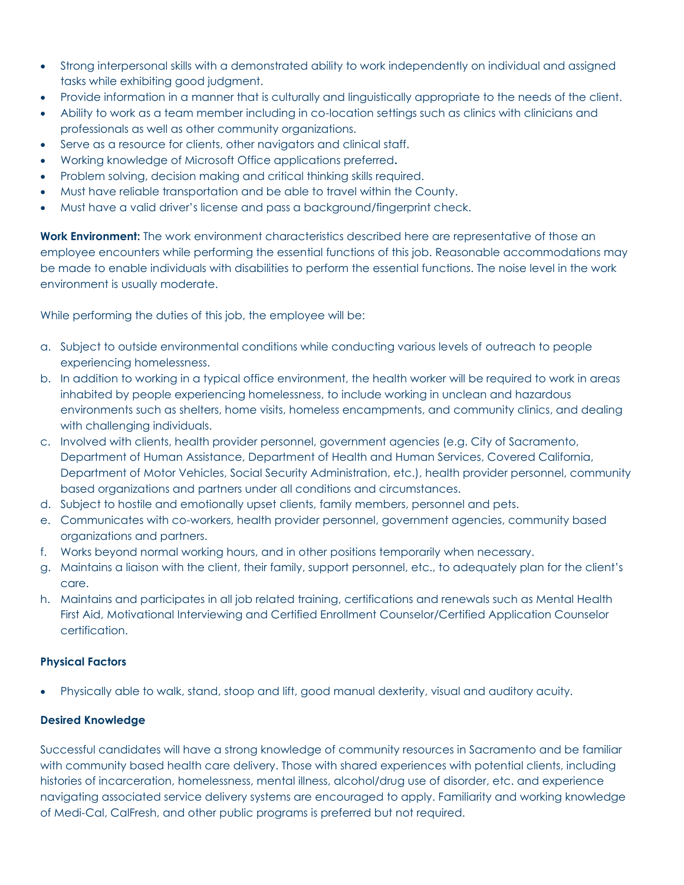- Strong interpersonal skills with a demonstrated ability to work independently on individual and assigned tasks while exhibiting good judgment.
- Provide information in a manner that is culturally and linguistically appropriate to the needs of the client.
- Ability to work as a team member including in co-location settings such as clinics with clinicians and professionals as well as other community organizations.
- Serve as a resource for clients, other navigators and clinical staff.
- Working knowledge of Microsoft Office applications preferred**.**
- Problem solving, decision making and critical thinking skills required.
- Must have reliable transportation and be able to travel within the County.
- Must have a valid driver's license and pass a background/fingerprint check.

**Work Environment:** The work environment characteristics described here are representative of those an employee encounters while performing the essential functions of this job. Reasonable accommodations may be made to enable individuals with disabilities to perform the essential functions. The noise level in the work environment is usually moderate.

While performing the duties of this job, the employee will be:

a. Subject to outside environmental conditions while conducting various levels of outreach to people experiencing homelessness.
b. In addition to working in a typical office environment, the health worker will be required to work in areas inhabited by people experiencing homelessness, to include working in unclean and hazardous environments such as shelters, home visits, homeless encampments, and community clinics, and dealing with challenging individuals.
c. Involved with clients, health provider personnel, government agencies (e.g. City of Sacramento, Department of Human Assistance, Department of Health and Human Services, Covered California, Department of Motor Vehicles, Social Security Administration, etc.), health provider personnel, community based organizations and partners under all conditions and circumstances.
d. Subject to hostile and emotionally upset clients, family members, personnel and pets.
e. Communicates with co-workers, health provider personnel, government agencies, community based organizations and partners.
f. Works beyond normal working hours, and in other positions temporarily when necessary.
g. Maintains a liaison with the client, their family, support personnel, etc., to adequately plan for the client's care.
h. Maintains and participates in all job related training, certifications and renewals such as Mental Health First Aid, Motivational Interviewing and Certified Enrollment Counselor/Certified Application Counselor certification.

**Physical Factors**

- Physically able to walk, stand, stoop and lift, good manual dexterity, visual and auditory acuity.

**Desired Knowledge**

Successful candidates will have a strong knowledge of community resources in Sacramento and be familiar with community based health care delivery. Those with shared experiences with potential clients, including histories of incarceration, homelessness, mental illness, alcohol/drug use of disorder, etc. and experience navigating associated service delivery systems are encouraged to apply. Familiarity and working knowledge of Medi-Cal, CalFresh, and other public programs is preferred but not required.